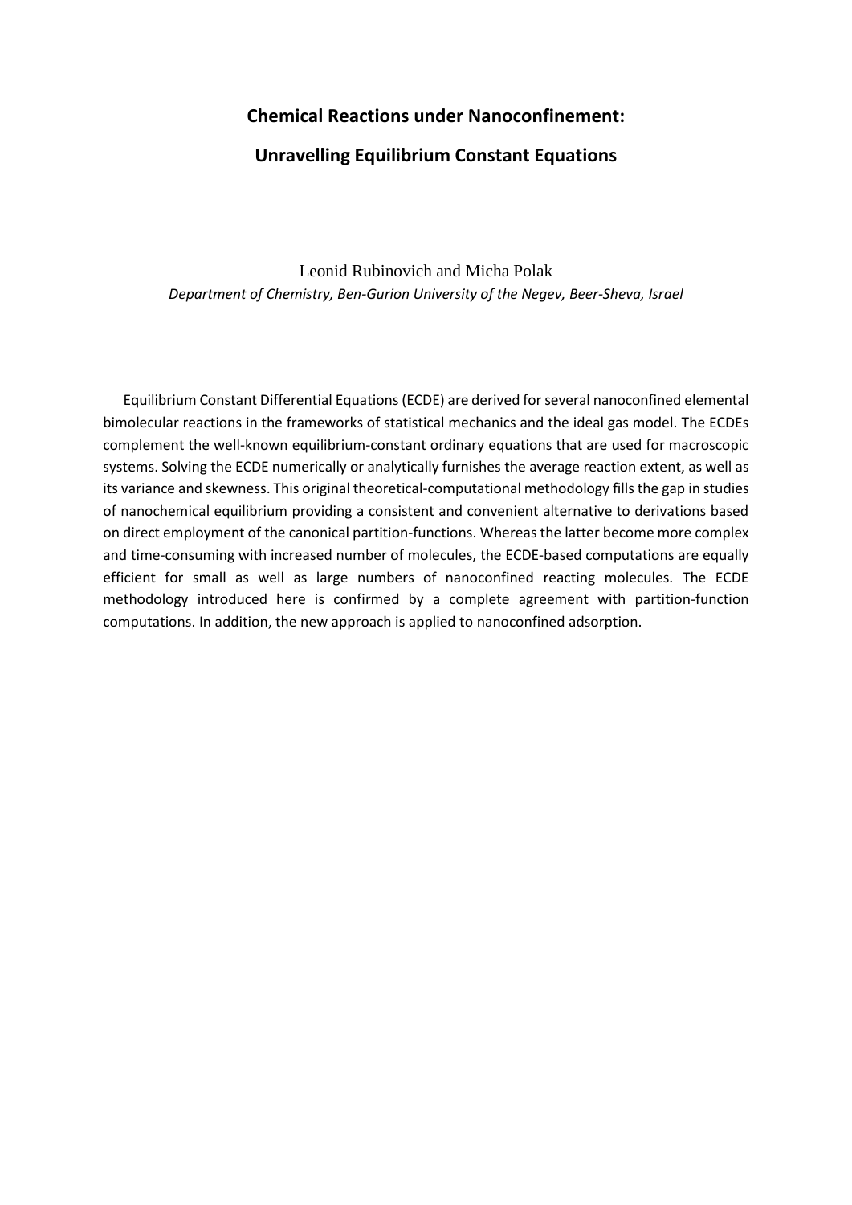# Chemical Reactions under Nanoconfinement:

# Unravelling Equilibrium Constant Equations

Leonid Rubinovich and Micha Polak

*Department of Chemistry, Ben-Gurion University of the Negev, Beer-Sheva, Israel*

Equilibrium Constant Differential Equations (ECDE) are derived for several nanoconfined elemental bimolecular reactions in the frameworks of statistical mechanics and the ideal gas model. The ECDEs complement the well-known equilibrium-constant ordinary equations that are used for macroscopic systems. Solving the ECDE numerically or analytically furnishes the average reaction extent, as well as its variance and skewness. This original theoretical-computational methodology fills the gap in studies of nanochemical equilibrium providing a consistent and convenient alternative to derivations based on direct employment of the canonical partition-functions. Whereas the latter become more complex and time-consuming with increased number of molecules, the ECDE-based computations are equally efficient for small as well as large numbers of nanoconfined reacting molecules. The ECDE methodology introduced here is confirmed by a complete agreement with partition-function computations. In addition, the new approach is applied to nanoconfined adsorption.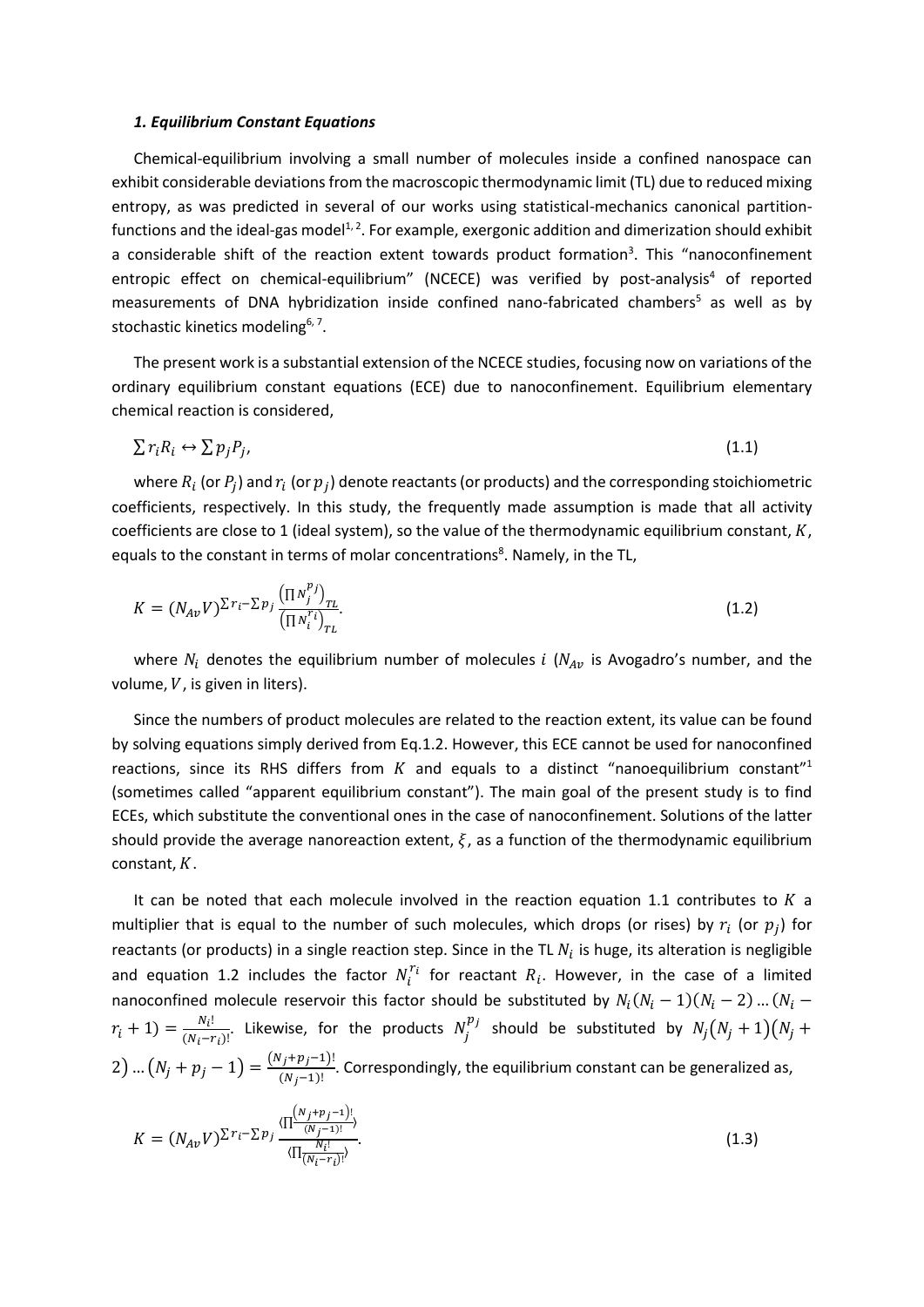### *1. Equilibrium Constant Equations*

Chemical-equilibrium involving a small number of molecules inside a confined nanospace can exhibit considerable deviations from the macroscopic thermodynamic limit (TL) due to reduced mixing entropy, as was predicted in several of our works using statistical-mechanics canonical partition-functions and the ideal-gas model[1, 2]. For example, exergonic addition and dimerization should exhibit a considerable shift of the reaction extent towards product formation[3]. This "nanoconfinement entropic effect on chemical-equilibrium" (NCECE) was verified by post-analysis[4] of reported measurements of DNA hybridization inside confined nano-fabricated chambers[5] as well as by stochastic kinetics modeling[6, 7].

The present work is a substantial extension of the NCECE studies, focusing now on variations of the ordinary equilibrium constant equations (ECE) due to nanoconfinement. Equilibrium elementary chemical reaction is considered,

$$\sum r_i R_i \leftrightarrow \sum p_j P_j, \tag{1.1}$$

where $R_i$ (or $P_j$) and $r_i$ (or $p_j$) denote reactants (or products) and the corresponding stoichiometric coefficients, respectively. In this study, the frequently made assumption is made that all activity coefficients are close to 1 (ideal system), so the value of the thermodynamic equilibrium constant, $K$, equals to the constant in terms of molar concentrations[8]. Namely, in the TL,

$$K = (N_{Av}V)^{\sum r_i - \sum p_j} \frac{\left(\prod N_j^{p_j}\right)_{TL}}{\left(\prod N_i^{r_i}\right)_{TL}}. \tag{1.2}$$

where $N_i$ denotes the equilibrium number of molecules $i$ ($N_{Av}$ is Avogadro's number, and the volume, $V$, is given in liters).

Since the numbers of product molecules are related to the reaction extent, its value can be found by solving equations simply derived from Eq.1.2. However, this ECE cannot be used for nanoconfined reactions, since its RHS differs from $K$ and equals to a distinct "nanoequilibrium constant"[1] (sometimes called "apparent equilibrium constant"). The main goal of the present study is to find ECEs, which substitute the conventional ones in the case of nanoconfinement. Solutions of the latter should provide the average nanoreaction extent, $\xi$, as a function of the thermodynamic equilibrium constant, $K$.

It can be noted that each molecule involved in the reaction equation 1.1 contributes to $K$ a multiplier that is equal to the number of such molecules, which drops (or rises) by $r_i$ (or $p_j$) for reactants (or products) in a single reaction step. Since in the TL $N_i$ is huge, its alteration is negligible and equation 1.2 includes the factor $N_i^{r_i}$ for reactant $R_i$. However, in the case of a limited nanoconfined molecule reservoir this factor should be substituted by $N_i(N_i-1)(N_i-2)\ldots(N_i-r_i+1) = \frac{N_i!}{(N_i-r_i)!}$. Likewise, for the products $N_j^{p_j}$ should be substituted by $N_j(N_j+1)(N_j+2)\ldots(N_j+p_j-1) = \frac{(N_j+p_j-1)!}{(N_j-1)!}$. Correspondingly, the equilibrium constant can be generalized as,

$$K = (N_{Av}V)^{\sum r_i - \sum p_j} \frac{\langle \prod \frac{(N_j+p_j-1)!}{(N_j-1)!} \rangle}{\langle \prod \frac{N_i!}{(N_i-r_i)!} \rangle}. \tag{1.3}$$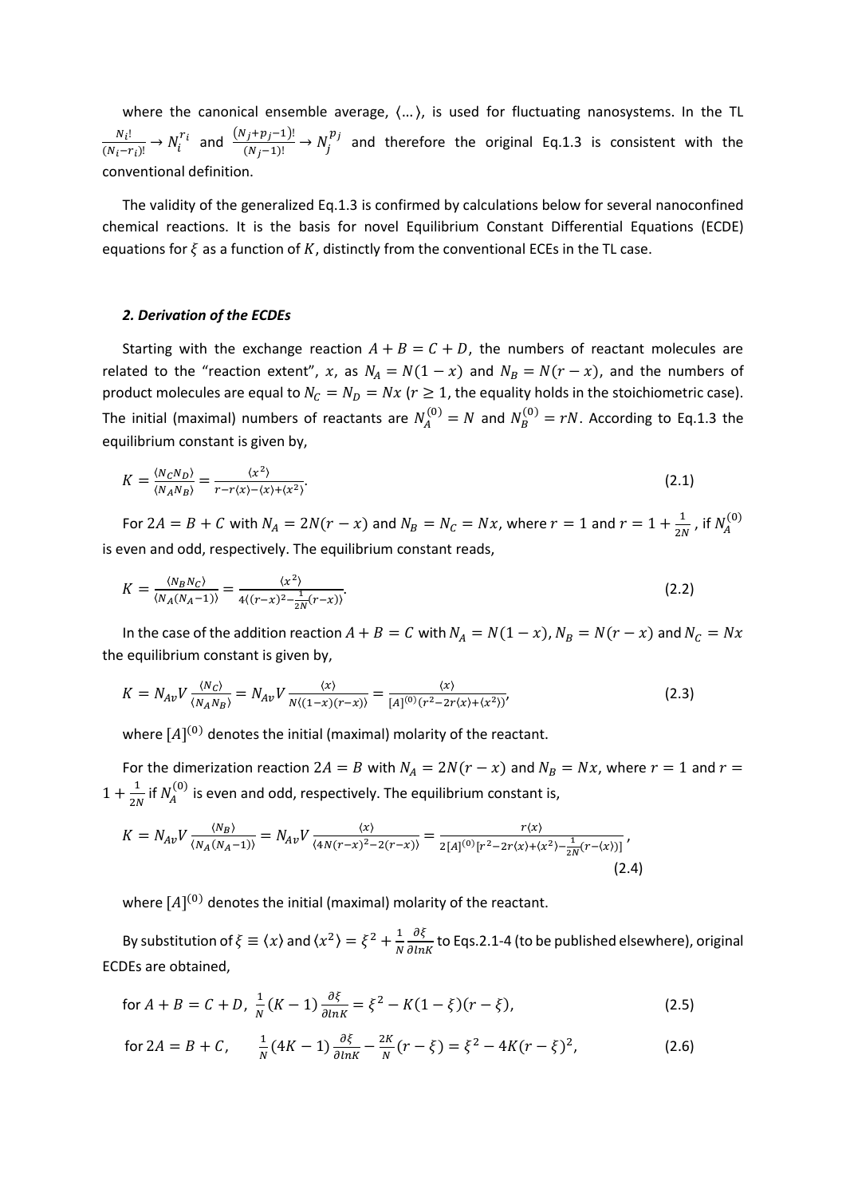where the canonical ensemble average, $\langle \ldots \rangle$, is used for fluctuating nanosystems. In the TL $\frac{N_i!}{(N_i - r_i)!} \to N_i^{r_i}$ and $\frac{(N_j + p_j - 1)!}{(N_j - 1)!} \to N_j^{p_j}$ and therefore the original Eq.1.3 is consistent with the conventional definition.

The validity of the generalized Eq.1.3 is confirmed by calculations below for several nanoconfined chemical reactions. It is the basis for novel Equilibrium Constant Differential Equations (ECDE) equations for $\xi$ as a function of $K$, distinctly from the conventional ECEs in the TL case.

### *2. Derivation of the ECDEs*

Starting with the exchange reaction $A + B = C + D$, the numbers of reactant molecules are related to the "reaction extent", $x$, as $N_A = N(1 - x)$ and $N_B = N(r - x)$, and the numbers of product molecules are equal to $N_C = N_D = Nx$ ($r \geq 1$, the equality holds in the stoichiometric case). The initial (maximal) numbers of reactants are $N_A^{(0)} = N$ and $N_B^{(0)} = rN$. According to Eq.1.3 the equilibrium constant is given by,

$$K = \frac{\langle N_C N_D \rangle}{\langle N_A N_B \rangle} = \frac{\langle x^2 \rangle}{r - r\langle x \rangle - \langle x \rangle + \langle x^2 \rangle}. \tag{2.1}$$

For $2A = B + C$ with $N_A = 2N(r - x)$ and $N_B = N_C = Nx$, where $r = 1$ and $r = 1 + \frac{1}{2N}$, if $N_A^{(0)}$ is even and odd, respectively. The equilibrium constant reads,

$$K = \frac{\langle N_B N_C \rangle}{\langle N_A (N_A - 1) \rangle} = \frac{\langle x^2 \rangle}{4\langle (r - x)^2 - \frac{1}{2N}(r - x) \rangle}. \tag{2.2}$$

In the case of the addition reaction $A + B = C$ with $N_A = N(1 - x)$, $N_B = N(r - x)$ and $N_C = Nx$ the equilibrium constant is given by,

$$K = N_{Av} V \frac{\langle N_C \rangle}{\langle N_A N_B \rangle} = N_{Av} V \frac{\langle x \rangle}{N \langle (1 - x)(r - x) \rangle} = \frac{\langle x \rangle}{[A]^{(0)} (r^2 - 2r\langle x \rangle + \langle x^2 \rangle)}, \tag{2.3}$$

where $[A]^{(0)}$ denotes the initial (maximal) molarity of the reactant.

For the dimerization reaction $2A = B$ with $N_A = 2N(r - x)$ and $N_B = Nx$, where $r = 1$ and $r = 1 + \frac{1}{2N}$ if $N_A^{(0)}$ is even and odd, respectively. The equilibrium constant is,

$$K = N_{Av} V \frac{\langle N_B \rangle}{\langle N_A (N_A - 1) \rangle} = N_{Av} V \frac{\langle x \rangle}{\langle 4N(r - x)^2 - 2(r - x) \rangle} = \frac{r\langle x \rangle}{2[A]^{(0)} [r^2 - 2r\langle x \rangle + \langle x^2 \rangle - \frac{1}{2N}(r - \langle x \rangle)]}, \tag{2.4}$$

where $[A]^{(0)}$ denotes the initial (maximal) molarity of the reactant.

By substitution of $\xi \equiv \langle x \rangle$ and $\langle x^2 \rangle = \xi^2 + \frac{1}{N} \frac{\partial \xi}{\partial \ln K}$ to Eqs.2.1-4 (to be published elsewhere), original ECDEs are obtained,

$$\text{for } A + B = C + D, \; \frac{1}{N}(K - 1) \frac{\partial \xi}{\partial \ln K} = \xi^2 - K(1 - \xi)(r - \xi), \tag{2.5}$$

$$\text{for } 2A = B + C, \quad \frac{1}{N}(4K - 1) \frac{\partial \xi}{\partial \ln K} - \frac{2K}{N}(r - \xi) = \xi^2 - 4K(r - \xi)^2, \tag{2.6}$$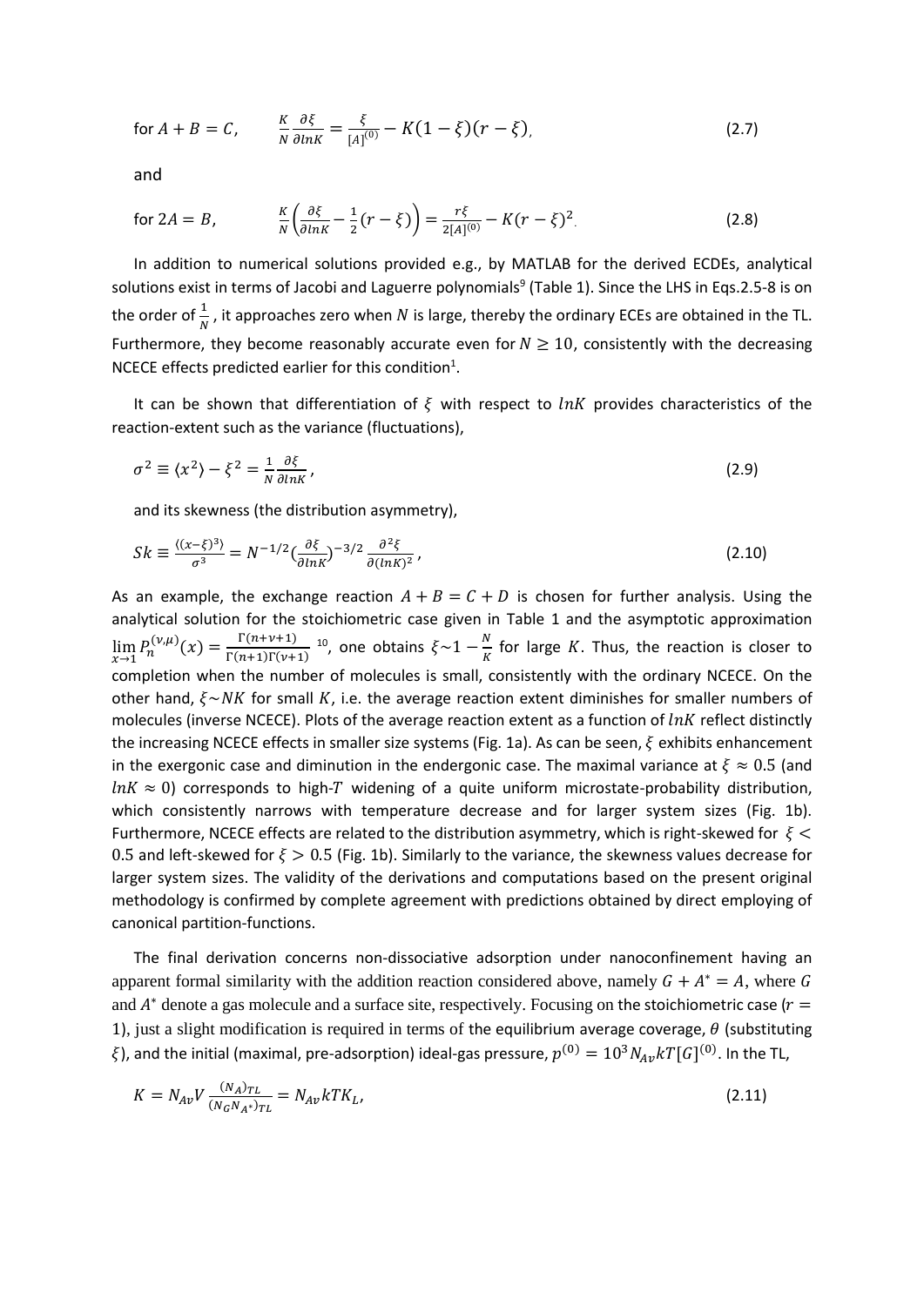for $A + B = C$, $\quad \frac{K}{N}\frac{\partial \xi}{\partial lnK} = \frac{\xi}{[A]^{(0)}} - K(1-\xi)(r-\xi)$, (2.7)

and

for $2A = B$, $\quad \frac{K}{N}\left(\frac{\partial \xi}{\partial lnK} - \frac{1}{2}(r-\xi)\right) = \frac{r\xi}{2[A]^{(0)}} - K(r-\xi)^2$. (2.8)

In addition to numerical solutions provided e.g., by MATLAB for the derived ECDEs, analytical solutions exist in terms of Jacobi and Laguerre polynomials[9] (Table 1). Since the LHS in Eqs.2.5-8 is on the order of $\frac{1}{N}$, it approaches zero when $N$ is large, thereby the ordinary ECEs are obtained in the TL. Furthermore, they become reasonably accurate even for $N \geq 10$, consistently with the decreasing NCECE effects predicted earlier for this condition[1].

It can be shown that differentiation of $\xi$ with respect to $lnK$ provides characteristics of the reaction-extent such as the variance (fluctuations),

$$\sigma^2 \equiv \langle x^2 \rangle - \xi^2 = \frac{1}{N}\frac{\partial \xi}{\partial lnK}, \tag{2.9}$$

and its skewness (the distribution asymmetry),

$$Sk \equiv \frac{\langle (x-\xi)^3 \rangle}{\sigma^3} = N^{-1/2}\left(\frac{\partial \xi}{\partial lnK}\right)^{-3/2}\frac{\partial^2 \xi}{\partial (lnK)^2}, \tag{2.10}$$

As an example, the exchange reaction $A + B = C + D$ is chosen for further analysis. Using the analytical solution for the stoichiometric case given in Table 1 and the asymptotic approximation $\lim_{x \to 1} P_n^{(\nu,\mu)}(x) = \frac{\Gamma(n+\nu+1)}{\Gamma(n+1)\Gamma(\nu+1)}$ [10], one obtains $\xi \sim 1 - \frac{N}{K}$ for large $K$. Thus, the reaction is closer to completion when the number of molecules is small, consistently with the ordinary NCECE. On the other hand, $\xi \sim NK$ for small $K$, i.e. the average reaction extent diminishes for smaller numbers of molecules (inverse NCECE). Plots of the average reaction extent as a function of $lnK$ reflect distinctly the increasing NCECE effects in smaller size systems (Fig. 1a). As can be seen, $\xi$ exhibits enhancement in the exergonic case and diminution in the endergonic case. The maximal variance at $\xi \approx 0.5$ (and $lnK \approx 0$) corresponds to high-$T$ widening of a quite uniform microstate-probability distribution, which consistently narrows with temperature decrease and for larger system sizes (Fig. 1b). Furthermore, NCECE effects are related to the distribution asymmetry, which is right-skewed for $\xi < 0.5$ and left-skewed for $\xi > 0.5$ (Fig. 1b). Similarly to the variance, the skewness values decrease for larger system sizes. The validity of the derivations and computations based on the present original methodology is confirmed by complete agreement with predictions obtained by direct employing of canonical partition-functions.

The final derivation concerns non-dissociative adsorption under nanoconfinement having an apparent formal similarity with the addition reaction considered above, namely $G + A^* = A$, where $G$ and $A^*$ denote a gas molecule and a surface site, respectively. Focusing on the stoichiometric case ($r = 1$), just a slight modification is required in terms of the equilibrium average coverage, $\theta$ (substituting $\xi$), and the initial (maximal, pre-adsorption) ideal-gas pressure, $p^{(0)} = 10^3 N_{Av} kT[G]^{(0)}$. In the TL,

$$K = N_{Av} V \frac{(N_A)_{TL}}{(N_G N_{A^*})_{TL}} = N_{Av} kT K_L, \tag{2.11}$$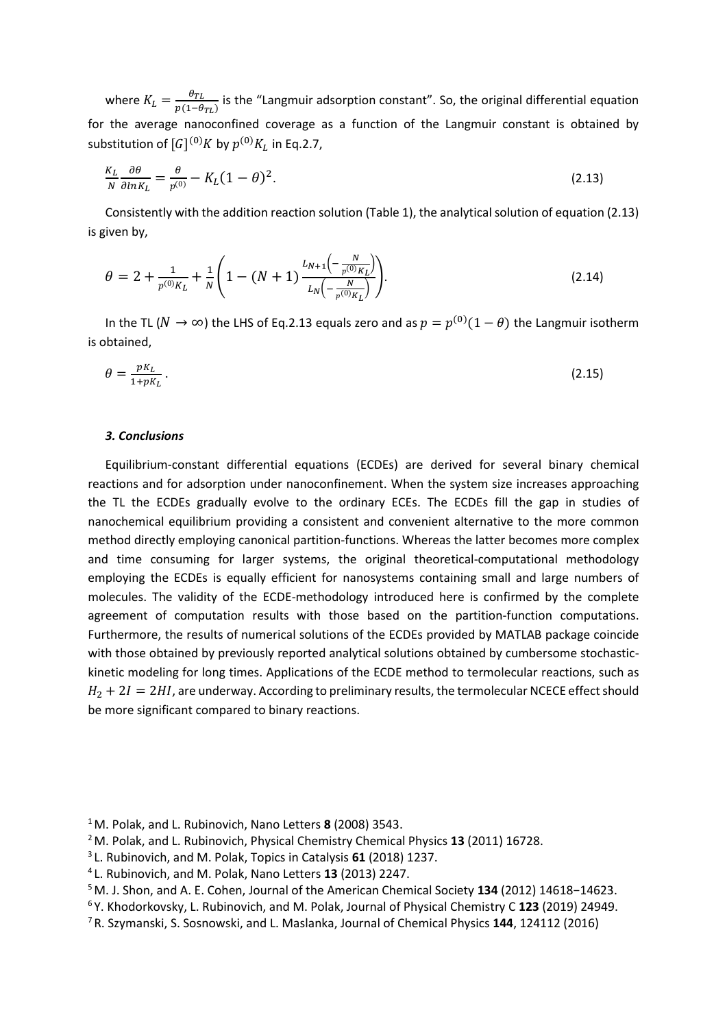where $K_L = \frac{\theta_{TL}}{p(1-\theta_{TL})}$ is the "Langmuir adsorption constant". So, the original differential equation for the average nanoconfined coverage as a function of the Langmuir constant is obtained by substitution of $[G]^{(0)}K$ by $p^{(0)}K_L$ in Eq.2.7,

$$\frac{K_L}{N}\frac{\partial \theta}{\partial \ln K_L} = \frac{\theta}{p^{(0)}} - K_L(1-\theta)^2. \tag{2.13}$$

Consistently with the addition reaction solution (Table 1), the analytical solution of equation (2.13) is given by,

$$\theta = 2 + \frac{1}{p^{(0)}K_L} + \frac{1}{N}\left(1 - (N+1)\frac{L_{N+1}\left(-\frac{N}{p^{(0)}K_L}\right)}{L_N\left(-\frac{N}{p^{(0)}K_L}\right)}\right). \tag{2.14}$$

In the TL ($N \to \infty$) the LHS of Eq.2.13 equals zero and as $p = p^{(0)}(1-\theta)$ the Langmuir isotherm is obtained,

$$\theta = \frac{pK_L}{1+pK_L}\,. \tag{2.15}$$

### *3. Conclusions*

Equilibrium-constant differential equations (ECDEs) are derived for several binary chemical reactions and for adsorption under nanoconfinement. When the system size increases approaching the TL the ECDEs gradually evolve to the ordinary ECEs. The ECDEs fill the gap in studies of nanochemical equilibrium providing a consistent and convenient alternative to the more common method directly employing canonical partition-functions. Whereas the latter becomes more complex and time consuming for larger systems, the original theoretical-computational methodology employing the ECDEs is equally efficient for nanosystems containing small and large numbers of molecules. The validity of the ECDE-methodology introduced here is confirmed by the complete agreement of computation results with those based on the partition-function computations. Furthermore, the results of numerical solutions of the ECDEs provided by MATLAB package coincide with those obtained by previously reported analytical solutions obtained by cumbersome stochastic-kinetic modeling for long times. Applications of the ECDE method to termolecular reactions, such as $H_2 + 2I = 2HI$, are underway. According to preliminary results, the termolecular NCECE effect should be more significant compared to binary reactions.

[1] M. Polak, and L. Rubinovich, Nano Letters **8** (2008) 3543.
[2] M. Polak, and L. Rubinovich, Physical Chemistry Chemical Physics **13** (2011) 16728.
[3] L. Rubinovich, and M. Polak, Topics in Catalysis **61** (2018) 1237.
[4] L. Rubinovich, and M. Polak, Nano Letters **13** (2013) 2247.
[5] M. J. Shon, and A. E. Cohen, Journal of the American Chemical Society **134** (2012) 14618−14623.
[6] Y. Khodorkovsky, L. Rubinovich, and M. Polak, Journal of Physical Chemistry C **123** (2019) 24949.
[7] R. Szymanski, S. Sosnowski, and L. Maslanka, Journal of Chemical Physics **144**, 124112 (2016)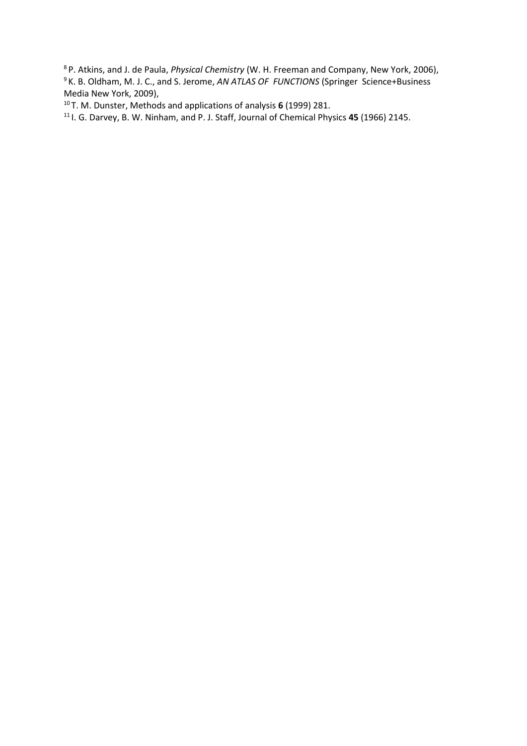[8] P. Atkins, and J. de Paula, *Physical Chemistry* (W. H. Freeman and Company, New York, 2006),
[9] K. B. Oldham, M. J. C., and S. Jerome, *AN ATLAS OF FUNCTIONS* (Springer Science+Business Media New York, 2009),
[10] T. M. Dunster, Methods and applications of analysis **6** (1999) 281.
[11] I. G. Darvey, B. W. Ninham, and P. J. Staff, Journal of Chemical Physics **45** (1966) 2145.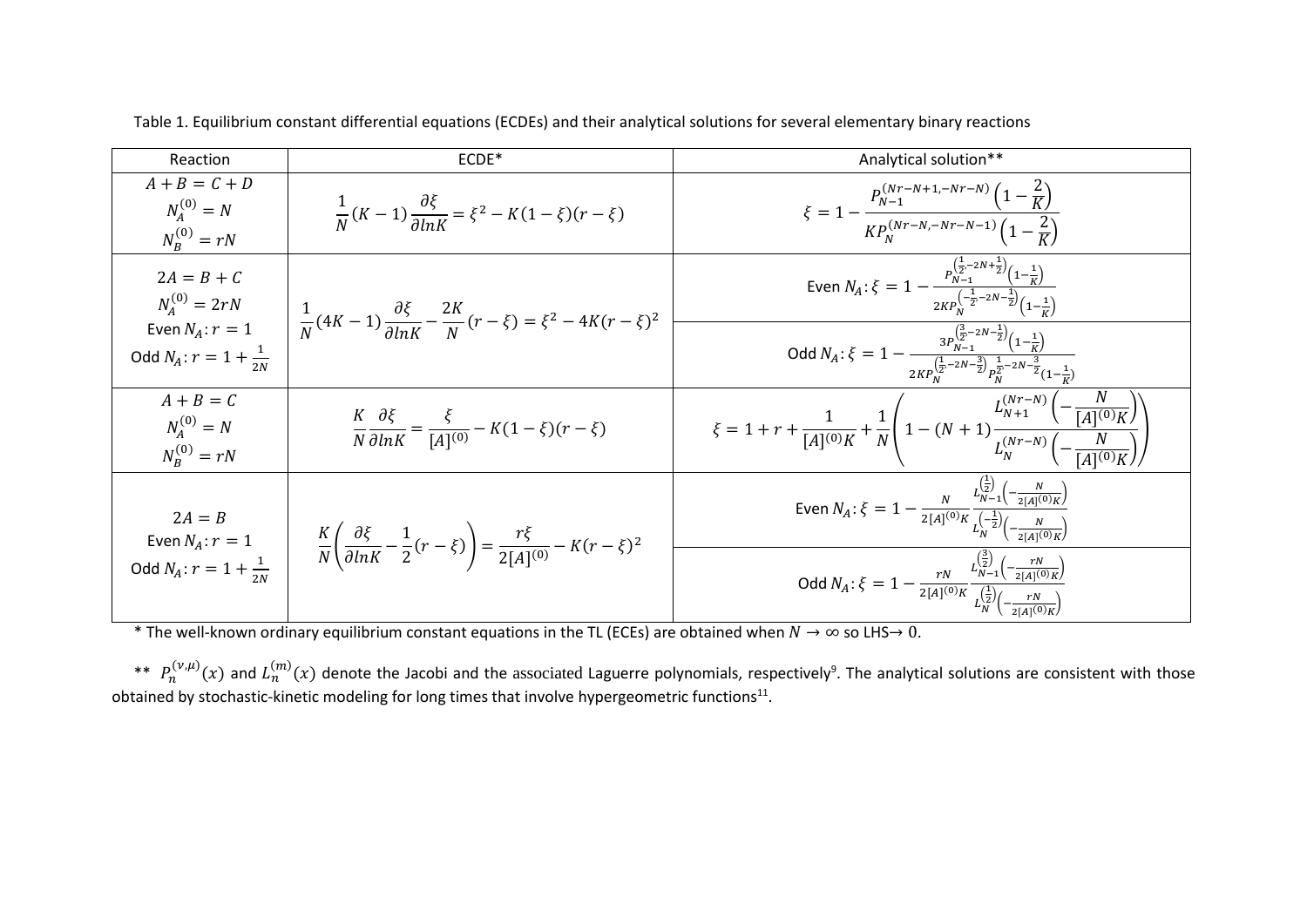Table 1. Equilibrium constant differential equations (ECDEs) and their analytical solutions for several elementary binary reactions

| Reaction | ECDE* | Analytical solution** |
|---|---|---|
| $A + B = C + D$<br>$N_A^{(0)} = N$<br>$N_B^{(0)} = rN$ | $\frac{1}{N}(K-1)\frac{\partial \xi}{\partial lnK} = \xi^2 - K(1-\xi)(r-\xi)$ | $\xi = 1 - \frac{P_{N-1}^{(Nr-N+1,-Nr-N)}\left(1-\frac{2}{K}\right)}{KP_N^{(Nr-N,-Nr-N-1)}\left(1-\frac{2}{K}\right)}$ |
| $2A = B + C$<br>$N_A^{(0)} = 2rN$<br>Even $N_A$: $r = 1$<br>Odd $N_A$: $r = 1 + \frac{1}{2N}$ | $\frac{1}{N}(4K-1)\frac{\partial \xi}{\partial lnK} - \frac{2K}{N}(r-\xi) = \xi^2 - 4K(r-\xi)^2$ | Even $N_A$: $\xi = 1 - \frac{P_{N-1}^{\left(\frac{1}{2},-2N+\frac{1}{2}\right)}\left(1-\frac{1}{K}\right)}{2KP_N^{\left(-\frac{1}{2},-2N-\frac{1}{2}\right)}\left(1-\frac{1}{K}\right)}$<br>Odd $N_A$: $\xi = 1 - \frac{3P_{N-1}^{\left(\frac{3}{2},-2N-\frac{1}{2}\right)}\left(1-\frac{1}{K}\right)}{2KP_N^{\left(\frac{1}{2},-2N-\frac{3}{2}\right)}P_N^{\frac{1}{2},-2N-\frac{3}{2}}\left(1-\frac{1}{K}\right)}$ |
| $A + B = C$<br>$N_A^{(0)} = N$<br>$N_B^{(0)} = rN$ | $\frac{K}{N}\frac{\partial \xi}{\partial lnK} = \frac{\xi}{[A]^{(0)}} - K(1-\xi)(r-\xi)$ | $\xi = 1 + r + \frac{1}{[A]^{(0)}K} + \frac{1}{N}\left(1 - (N+1)\frac{L_{N+1}^{(Nr-N)}\left(-\frac{N}{[A]^{(0)}K}\right)}{L_N^{(Nr-N)}\left(-\frac{N}{[A]^{(0)}K}\right)}\right)$ |
| $2A = B$<br>Even $N_A$: $r = 1$<br>Odd $N_A$: $r = 1 + \frac{1}{2N}$ | $\frac{K}{N}\left(\frac{\partial \xi}{\partial lnK} - \frac{1}{2}(r-\xi)\right) = \frac{r\xi}{2[A]^{(0)}} - K(r-\xi)^2$ | Even $N_A$: $\xi = 1 - \frac{N}{2[A]^{(0)}K}\frac{L_{N-1}^{\left(\frac{1}{2}\right)}\left(-\frac{N}{2[A]^{(0)}K}\right)}{L_N^{\left(-\frac{1}{2}\right)}\left(-\frac{N}{2[A]^{(0)}K}\right)}$<br>Odd $N_A$: $\xi = 1 - \frac{rN}{2[A]^{(0)}K}\frac{L_{N-1}^{\left(\frac{3}{2}\right)}\left(-\frac{rN}{2[A]^{(0)}K}\right)}{L_N^{\left(\frac{1}{2}\right)}\left(-\frac{rN}{2[A]^{(0)}K}\right)}$ |

\* The well-known ordinary equilibrium constant equations in the TL (ECEs) are obtained when $N \to \infty$ so LHS$\to 0$.

\*\* $P_n^{(\nu,\mu)}(x)$ and $L_n^{(m)}(x)$ denote the Jacobi and the associated Laguerre polynomials, respectively[9]. The analytical solutions are consistent with those obtained by stochastic-kinetic modeling for long times that involve hypergeometric functions[11].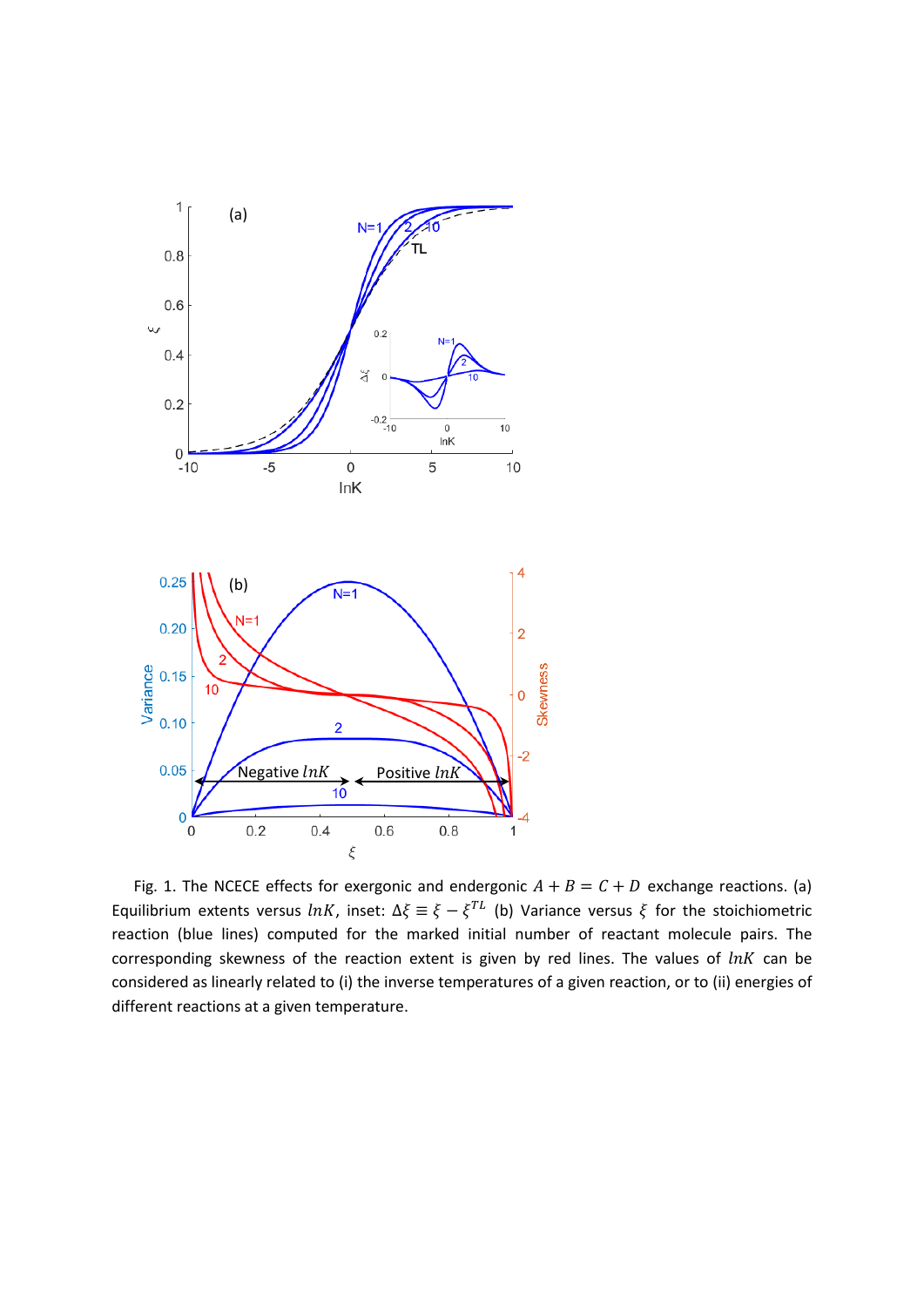(a)

1

0.8

0.6

$\xi$

0.4

0.2

0

-10 -5 0 5 10

lnK

N=1 2 10

TL

0.2

N=1

2

$\Delta\xi$ 0

10

-0.2

-10 0 10

lnK

(b)

0.25

0.20

0.15

Variance

0.10

0.05

0

0 0.2 0.4 0.6 0.8 1

$\xi$

N=1

N=1

2

10

2

10

Negative $lnK$

Positive $lnK$

4

2

0

Skewness

-2

-4

Fig. 1. The NCECE effects for exergonic and endergonic $A + B = C + D$ exchange reactions. (a) Equilibrium extents versus $lnK$, inset: $\Delta\xi \equiv \xi - \xi^{TL}$ (b) Variance versus $\xi$ for the stoichiometric reaction (blue lines) computed for the marked initial number of reactant molecule pairs. The corresponding skewness of the reaction extent is given by red lines. The values of $lnK$ can be considered as linearly related to (i) the inverse temperatures of a given reaction, or to (ii) energies of different reactions at a given temperature.